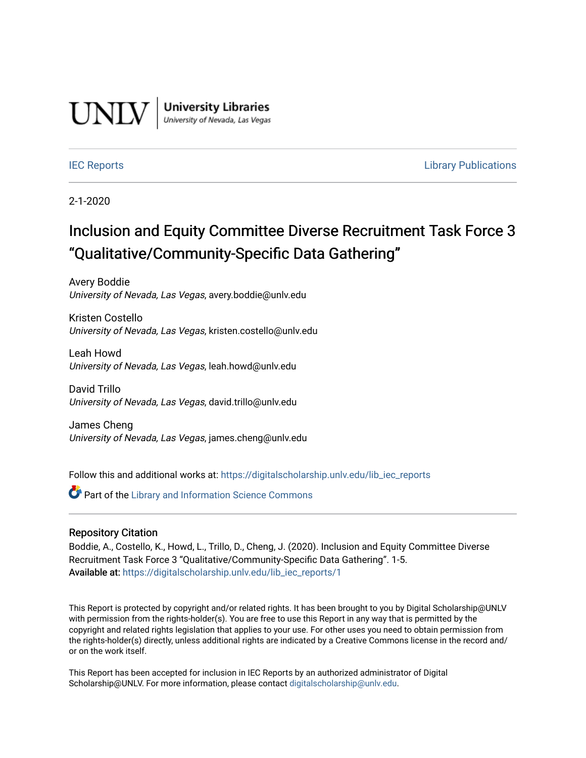UNLV | University Libraries
University of Nevada, Las Vegas

IEC Reports | Library Publications

2-1-2020

# Inclusion and Equity Committee Diverse Recruitment Task Force 3 "Qualitative/Community-Specific Data Gathering"

Avery Boddie
*University of Nevada, Las Vegas*, avery.boddie@unlv.edu

Kristen Costello
*University of Nevada, Las Vegas*, kristen.costello@unlv.edu

Leah Howd
*University of Nevada, Las Vegas*, leah.howd@unlv.edu

David Trillo
*University of Nevada, Las Vegas*, david.trillo@unlv.edu

James Cheng
*University of Nevada, Las Vegas*, james.cheng@unlv.edu

Follow this and additional works at: https://digitalscholarship.unlv.edu/lib_iec_reports

Part of the Library and Information Science Commons

## Repository Citation

Boddie, A., Costello, K., Howd, L., Trillo, D., Cheng, J. (2020). Inclusion and Equity Committee Diverse Recruitment Task Force 3 "Qualitative/Community-Specific Data Gathering". 1-5.
**Available at:** https://digitalscholarship.unlv.edu/lib_iec_reports/1

This Report is protected by copyright and/or related rights. It has been brought to you by Digital Scholarship@UNLV with permission from the rights-holder(s). You are free to use this Report in any way that is permitted by the copyright and related rights legislation that applies to your use. For other uses you need to obtain permission from the rights-holder(s) directly, unless additional rights are indicated by a Creative Commons license in the record and/or on the work itself.

This Report has been accepted for inclusion in IEC Reports by an authorized administrator of Digital Scholarship@UNLV. For more information, please contact digitalscholarship@unlv.edu.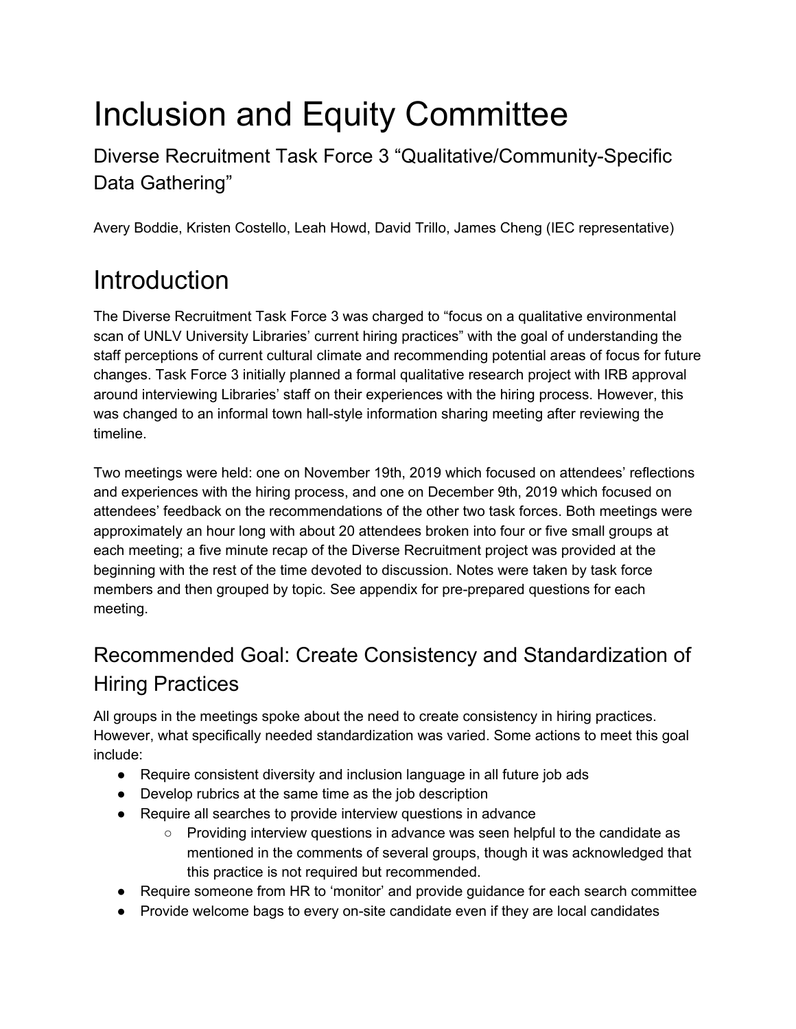# Inclusion and Equity Committee

## Diverse Recruitment Task Force 3 "Qualitative/Community-Specific Data Gathering"

Avery Boddie, Kristen Costello, Leah Howd, David Trillo, James Cheng (IEC representative)

# Introduction

The Diverse Recruitment Task Force 3 was charged to "focus on a qualitative environmental scan of UNLV University Libraries' current hiring practices" with the goal of understanding the staff perceptions of current cultural climate and recommending potential areas of focus for future changes. Task Force 3 initially planned a formal qualitative research project with IRB approval around interviewing Libraries' staff on their experiences with the hiring process. However, this was changed to an informal town hall-style information sharing meeting after reviewing the timeline.

Two meetings were held: one on November 19th, 2019 which focused on attendees' reflections and experiences with the hiring process, and one on December 9th, 2019 which focused on attendees' feedback on the recommendations of the other two task forces. Both meetings were approximately an hour long with about 20 attendees broken into four or five small groups at each meeting; a five minute recap of the Diverse Recruitment project was provided at the beginning with the rest of the time devoted to discussion. Notes were taken by task force members and then grouped by topic. See appendix for pre-prepared questions for each meeting.

## Recommended Goal: Create Consistency and Standardization of Hiring Practices

All groups in the meetings spoke about the need to create consistency in hiring practices. However, what specifically needed standardization was varied. Some actions to meet this goal include:

- Require consistent diversity and inclusion language in all future job ads
- Develop rubrics at the same time as the job description
- Require all searches to provide interview questions in advance
    - Providing interview questions in advance was seen helpful to the candidate as mentioned in the comments of several groups, though it was acknowledged that this practice is not required but recommended.
- Require someone from HR to 'monitor' and provide guidance for each search committee
- Provide welcome bags to every on-site candidate even if they are local candidates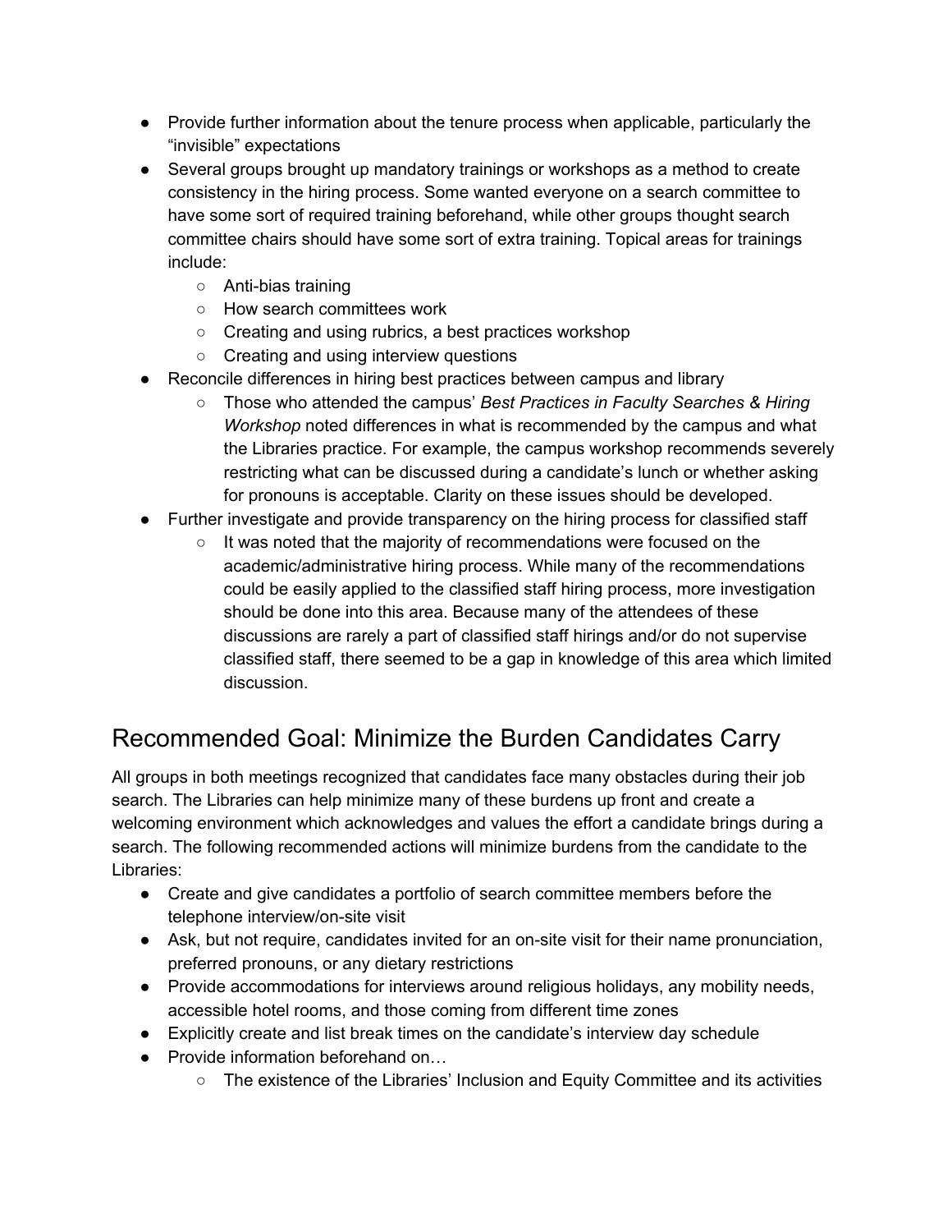- Provide further information about the tenure process when applicable, particularly the "invisible" expectations
- Several groups brought up mandatory trainings or workshops as a method to create consistency in the hiring process. Some wanted everyone on a search committee to have some sort of required training beforehand, while other groups thought search committee chairs should have some sort of extra training. Topical areas for trainings include:
    - Anti-bias training
    - How search committees work
    - Creating and using rubrics, a best practices workshop
    - Creating and using interview questions
- Reconcile differences in hiring best practices between campus and library
    - Those who attended the campus' *Best Practices in Faculty Searches & Hiring Workshop* noted differences in what is recommended by the campus and what the Libraries practice. For example, the campus workshop recommends severely restricting what can be discussed during a candidate's lunch or whether asking for pronouns is acceptable. Clarity on these issues should be developed.
- Further investigate and provide transparency on the hiring process for classified staff
    - It was noted that the majority of recommendations were focused on the academic/administrative hiring process. While many of the recommendations could be easily applied to the classified staff hiring process, more investigation should be done into this area. Because many of the attendees of these discussions are rarely a part of classified staff hirings and/or do not supervise classified staff, there seemed to be a gap in knowledge of this area which limited discussion.

## Recommended Goal: Minimize the Burden Candidates Carry

All groups in both meetings recognized that candidates face many obstacles during their job search. The Libraries can help minimize many of these burdens up front and create a welcoming environment which acknowledges and values the effort a candidate brings during a search. The following recommended actions will minimize burdens from the candidate to the Libraries:

- Create and give candidates a portfolio of search committee members before the telephone interview/on-site visit
- Ask, but not require, candidates invited for an on-site visit for their name pronunciation, preferred pronouns, or any dietary restrictions
- Provide accommodations for interviews around religious holidays, any mobility needs, accessible hotel rooms, and those coming from different time zones
- Explicitly create and list break times on the candidate's interview day schedule
- Provide information beforehand on…
    - The existence of the Libraries' Inclusion and Equity Committee and its activities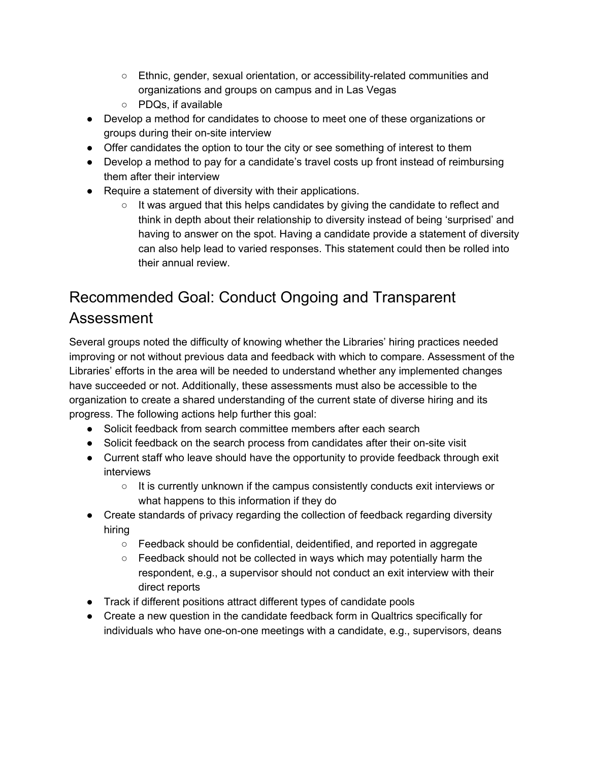- Ethnic, gender, sexual orientation, or accessibility-related communities and organizations and groups on campus and in Las Vegas
  - PDQs, if available
- Develop a method for candidates to choose to meet one of these organizations or groups during their on-site interview
- Offer candidates the option to tour the city or see something of interest to them
- Develop a method to pay for a candidate's travel costs up front instead of reimbursing them after their interview
- Require a statement of diversity with their applications.
  - It was argued that this helps candidates by giving the candidate to reflect and think in depth about their relationship to diversity instead of being 'surprised' and having to answer on the spot. Having a candidate provide a statement of diversity can also help lead to varied responses. This statement could then be rolled into their annual review.

## Recommended Goal: Conduct Ongoing and Transparent Assessment

Several groups noted the difficulty of knowing whether the Libraries' hiring practices needed improving or not without previous data and feedback with which to compare. Assessment of the Libraries' efforts in the area will be needed to understand whether any implemented changes have succeeded or not. Additionally, these assessments must also be accessible to the organization to create a shared understanding of the current state of diverse hiring and its progress. The following actions help further this goal:

- Solicit feedback from search committee members after each search
- Solicit feedback on the search process from candidates after their on-site visit
- Current staff who leave should have the opportunity to provide feedback through exit interviews
  - It is currently unknown if the campus consistently conducts exit interviews or what happens to this information if they do
- Create standards of privacy regarding the collection of feedback regarding diversity hiring
  - Feedback should be confidential, deidentified, and reported in aggregate
  - Feedback should not be collected in ways which may potentially harm the respondent, e.g., a supervisor should not conduct an exit interview with their direct reports
- Track if different positions attract different types of candidate pools
- Create a new question in the candidate feedback form in Qualtrics specifically for individuals who have one-on-one meetings with a candidate, e.g., supervisors, deans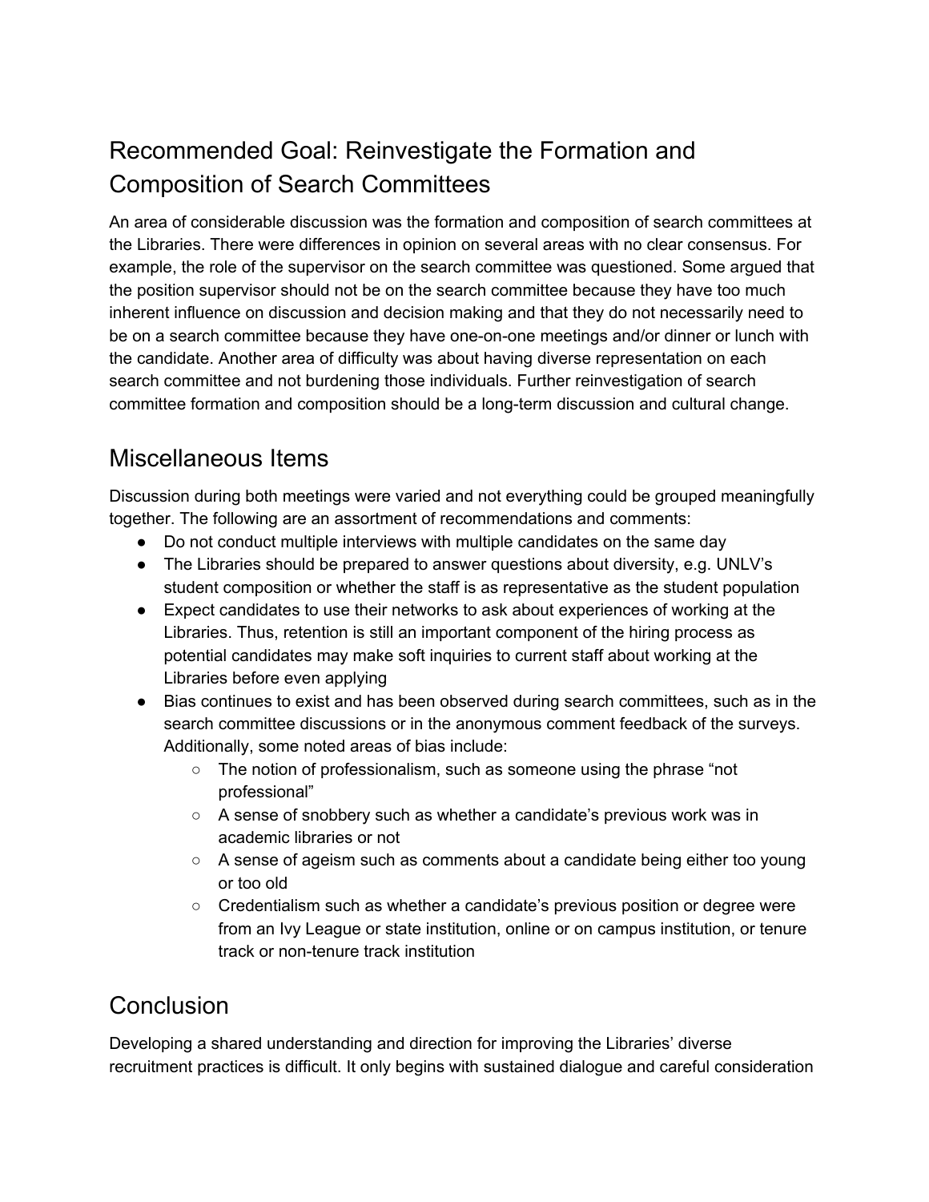## Recommended Goal: Reinvestigate the Formation and Composition of Search Committees

An area of considerable discussion was the formation and composition of search committees at the Libraries. There were differences in opinion on several areas with no clear consensus. For example, the role of the supervisor on the search committee was questioned. Some argued that the position supervisor should not be on the search committee because they have too much inherent influence on discussion and decision making and that they do not necessarily need to be on a search committee because they have one-on-one meetings and/or dinner or lunch with the candidate. Another area of difficulty was about having diverse representation on each search committee and not burdening those individuals. Further reinvestigation of search committee formation and composition should be a long-term discussion and cultural change.

## Miscellaneous Items

Discussion during both meetings were varied and not everything could be grouped meaningfully together. The following are an assortment of recommendations and comments:

- Do not conduct multiple interviews with multiple candidates on the same day
- The Libraries should be prepared to answer questions about diversity, e.g. UNLV's student composition or whether the staff is as representative as the student population
- Expect candidates to use their networks to ask about experiences of working at the Libraries. Thus, retention is still an important component of the hiring process as potential candidates may make soft inquiries to current staff about working at the Libraries before even applying
- Bias continues to exist and has been observed during search committees, such as in the search committee discussions or in the anonymous comment feedback of the surveys. Additionally, some noted areas of bias include:
    - The notion of professionalism, such as someone using the phrase "not professional"
    - A sense of snobbery such as whether a candidate's previous work was in academic libraries or not
    - A sense of ageism such as comments about a candidate being either too young or too old
    - Credentialism such as whether a candidate's previous position or degree were from an Ivy League or state institution, online or on campus institution, or tenure track or non-tenure track institution

## Conclusion

Developing a shared understanding and direction for improving the Libraries' diverse recruitment practices is difficult. It only begins with sustained dialogue and careful consideration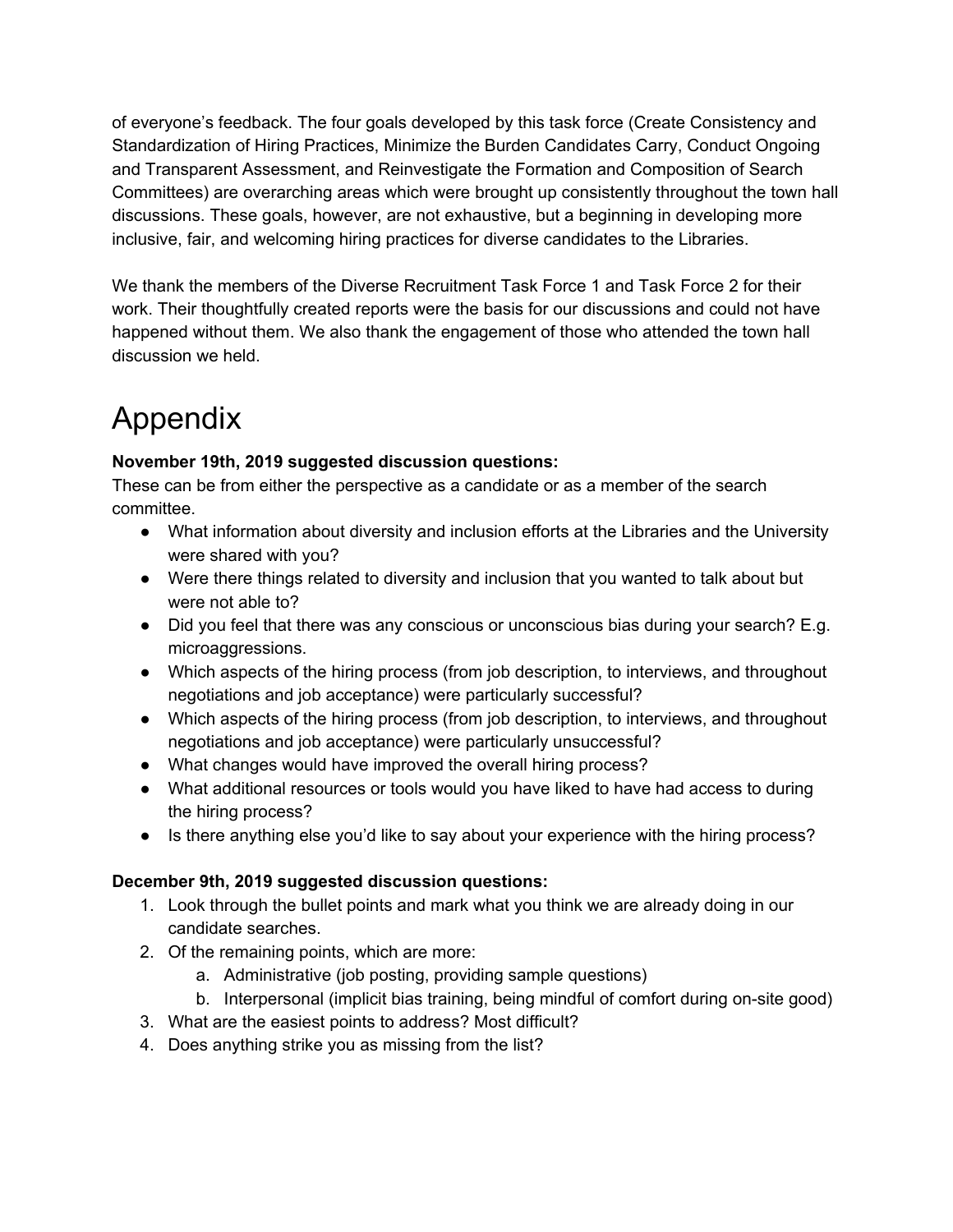of everyone's feedback. The four goals developed by this task force (Create Consistency and Standardization of Hiring Practices, Minimize the Burden Candidates Carry, Conduct Ongoing and Transparent Assessment, and Reinvestigate the Formation and Composition of Search Committees) are overarching areas which were brought up consistently throughout the town hall discussions. These goals, however, are not exhaustive, but a beginning in developing more inclusive, fair, and welcoming hiring practices for diverse candidates to the Libraries.

We thank the members of the Diverse Recruitment Task Force 1 and Task Force 2 for their work. Their thoughtfully created reports were the basis for our discussions and could not have happened without them. We also thank the engagement of those who attended the town hall discussion we held.

# Appendix

**November 19th, 2019 suggested discussion questions:**
These can be from either the perspective as a candidate or as a member of the search committee.

- What information about diversity and inclusion efforts at the Libraries and the University were shared with you?
- Were there things related to diversity and inclusion that you wanted to talk about but were not able to?
- Did you feel that there was any conscious or unconscious bias during your search? E.g. microaggressions.
- Which aspects of the hiring process (from job description, to interviews, and throughout negotiations and job acceptance) were particularly successful?
- Which aspects of the hiring process (from job description, to interviews, and throughout negotiations and job acceptance) were particularly unsuccessful?
- What changes would have improved the overall hiring process?
- What additional resources or tools would you have liked to have had access to during the hiring process?
- Is there anything else you'd like to say about your experience with the hiring process?

**December 9th, 2019 suggested discussion questions:**

1. Look through the bullet points and mark what you think we are already doing in our candidate searches.
2. Of the remaining points, which are more:
    a. Administrative (job posting, providing sample questions)
    b. Interpersonal (implicit bias training, being mindful of comfort during on-site good)
3. What are the easiest points to address? Most difficult?
4. Does anything strike you as missing from the list?